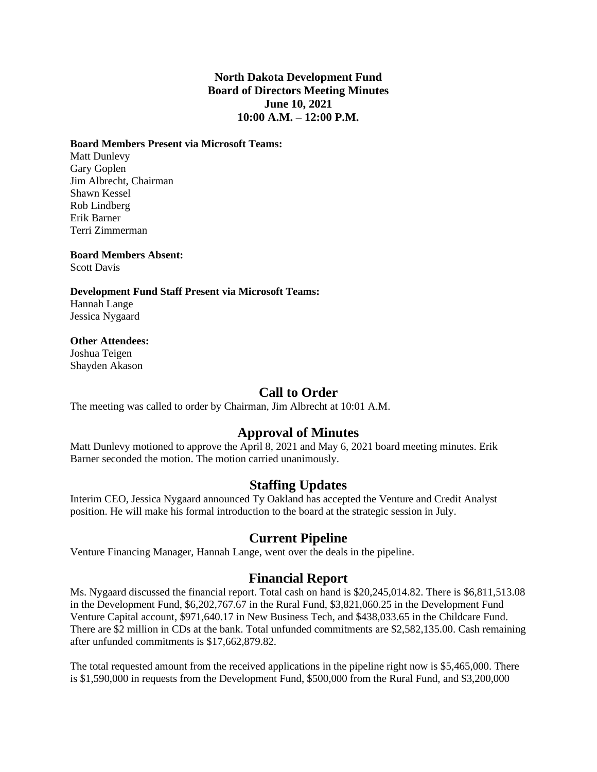**North Dakota Development Fund**
**Board of Directors Meeting Minutes**
**June 10, 2021**
**10:00 A.M. – 12:00 P.M.**

**Board Members Present via Microsoft Teams:**
Matt Dunlevy
Gary Goplen
Jim Albrecht, Chairman
Shawn Kessel
Rob Lindberg
Erik Barner
Terri Zimmerman

**Board Members Absent:**
Scott Davis

**Development Fund Staff Present via Microsoft Teams:**
Hannah Lange
Jessica Nygaard

**Other Attendees:**
Joshua Teigen
Shayden Akason

## Call to Order

The meeting was called to order by Chairman, Jim Albrecht at 10:01 A.M.

## Approval of Minutes

Matt Dunlevy motioned to approve the April 8, 2021 and May 6, 2021 board meeting minutes. Erik Barner seconded the motion. The motion carried unanimously.

## Staffing Updates

Interim CEO, Jessica Nygaard announced Ty Oakland has accepted the Venture and Credit Analyst position. He will make his formal introduction to the board at the strategic session in July.

## Current Pipeline

Venture Financing Manager, Hannah Lange, went over the deals in the pipeline.

## Financial Report

Ms. Nygaard discussed the financial report. Total cash on hand is $20,245,014.82. There is $6,811,513.08 in the Development Fund, $6,202,767.67 in the Rural Fund, $3,821,060.25 in the Development Fund Venture Capital account, $971,640.17 in New Business Tech, and $438,033.65 in the Childcare Fund. There are $2 million in CDs at the bank. Total unfunded commitments are $2,582,135.00. Cash remaining after unfunded commitments is $17,662,879.82.

The total requested amount from the received applications in the pipeline right now is $5,465,000. There is $1,590,000 in requests from the Development Fund, $500,000 from the Rural Fund, and $3,200,000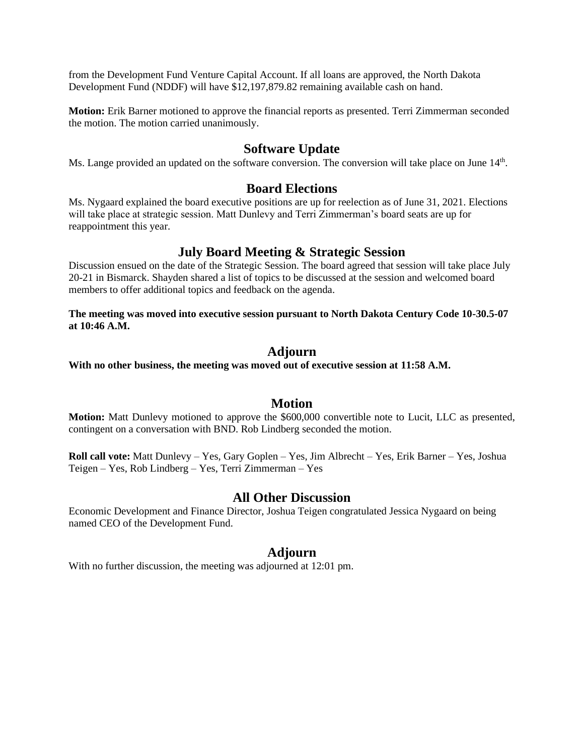from the Development Fund Venture Capital Account. If all loans are approved, the North Dakota Development Fund (NDDF) will have $12,197,879.82 remaining available cash on hand.

**Motion:** Erik Barner motioned to approve the financial reports as presented. Terri Zimmerman seconded the motion. The motion carried unanimously.

## Software Update

Ms. Lange provided an updated on the software conversion. The conversion will take place on June 14th.

## Board Elections

Ms. Nygaard explained the board executive positions are up for reelection as of June 31, 2021. Elections will take place at strategic session. Matt Dunlevy and Terri Zimmerman's board seats are up for reappointment this year.

## July Board Meeting & Strategic Session

Discussion ensued on the date of the Strategic Session. The board agreed that session will take place July 20-21 in Bismarck. Shayden shared a list of topics to be discussed at the session and welcomed board members to offer additional topics and feedback on the agenda.

**The meeting was moved into executive session pursuant to North Dakota Century Code 10-30.5-07 at 10:46 A.M.**

## Adjourn

**With no other business, the meeting was moved out of executive session at 11:58 A.M.**

## Motion

**Motion:** Matt Dunlevy motioned to approve the $600,000 convertible note to Lucit, LLC as presented, contingent on a conversation with BND. Rob Lindberg seconded the motion.

**Roll call vote:** Matt Dunlevy – Yes, Gary Goplen – Yes, Jim Albrecht – Yes, Erik Barner – Yes, Joshua Teigen – Yes, Rob Lindberg – Yes, Terri Zimmerman – Yes

## All Other Discussion

Economic Development and Finance Director, Joshua Teigen congratulated Jessica Nygaard on being named CEO of the Development Fund.

## Adjourn

With no further discussion, the meeting was adjourned at 12:01 pm.